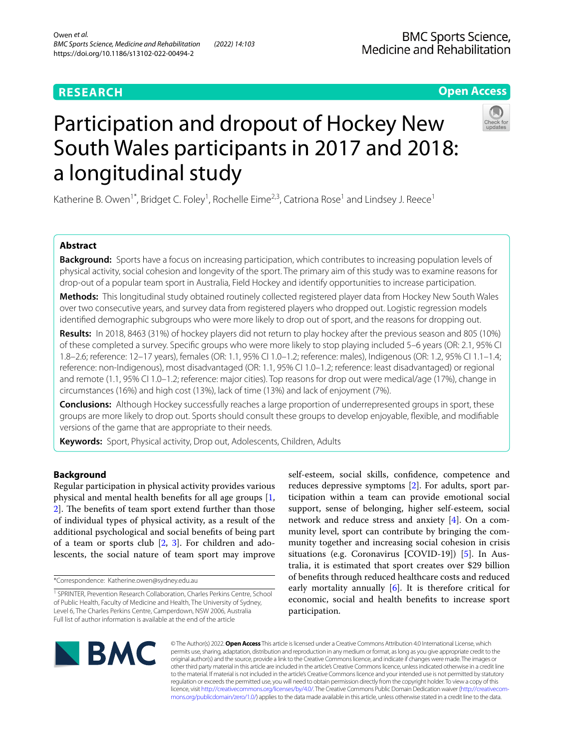**RESEARCH** | **Open Access**

# Participation and dropout of Hockey New South Wales participants in 2017 and 2018: a longitudinal study

Katherine B. Owen[1*], Bridget C. Foley[1], Rochelle Eime[2,3], Catriona Rose[1] and Lindsey J. Reece[1]

## Abstract

**Background:** Sports have a focus on increasing participation, which contributes to increasing population levels of physical activity, social cohesion and longevity of the sport. The primary aim of this study was to examine reasons for drop-out of a popular team sport in Australia, Field Hockey and identify opportunities to increase participation.

**Methods:** This longitudinal study obtained routinely collected registered player data from Hockey New South Wales over two consecutive years, and survey data from registered players who dropped out. Logistic regression models identified demographic subgroups who were more likely to drop out of sport, and the reasons for dropping out.

**Results:** In 2018, 8463 (31%) of hockey players did not return to play hockey after the previous season and 805 (10%) of these completed a survey. Specific groups who were more likely to stop playing included 5–6 years (OR: 2.1, 95% CI 1.8–2.6; reference: 12–17 years), females (OR: 1.1, 95% CI 1.0–1.2; reference: males), Indigenous (OR: 1.2, 95% CI 1.1–1.4; reference: non-Indigenous), most disadvantaged (OR: 1.1, 95% CI 1.0–1.2; reference: least disadvantaged) or regional and remote (1.1, 95% CI 1.0–1.2; reference: major cities). Top reasons for drop out were medical/age (17%), change in circumstances (16%) and high cost (13%), lack of time (13%) and lack of enjoyment (7%).

**Conclusions:** Although Hockey successfully reaches a large proportion of underrepresented groups in sport, these groups are more likely to drop out. Sports should consult these groups to develop enjoyable, flexible, and modifiable versions of the game that are appropriate to their needs.

**Keywords:** Sport, Physical activity, Drop out, Adolescents, Children, Adults

## Background

Regular participation in physical activity provides various physical and mental health benefits for all age groups [1, 2]. The benefits of team sport extend further than those of individual types of physical activity, as a result of the additional psychological and social benefits of being part of a team or sports club [2, 3]. For children and adolescents, the social nature of team sport may improve self-esteem, social skills, confidence, competence and reduces depressive symptoms [2]. For adults, sport participation within a team can provide emotional social support, sense of belonging, higher self-esteem, social network and reduce stress and anxiety [4]. On a community level, sport can contribute by bringing the community together and increasing social cohesion in crisis situations (e.g. Coronavirus [COVID-19]) [5]. In Australia, it is estimated that sport creates over $29 billion of benefits through reduced healthcare costs and reduced early mortality annually [6]. It is therefore critical for economic, social and health benefits to increase sport participation.

*Correspondence: Katherine.owen@sydney.edu.au

[1] SPRINTER, Prevention Research Collaboration, Charles Perkins Centre, School of Public Health, Faculty of Medicine and Health, The University of Sydney, Level 6, The Charles Perkins Centre, Camperdown, NSW 2006, Australia
Full list of author information is available at the end of the article

© The Author(s) 2022. **Open Access** This article is licensed under a Creative Commons Attribution 4.0 International License, which permits use, sharing, adaptation, distribution and reproduction in any medium or format, as long as you give appropriate credit to the original author(s) and the source, provide a link to the Creative Commons licence, and indicate if changes were made. The images or other third party material in this article are included in the article's Creative Commons licence, unless indicated otherwise in a credit line to the material. If material is not included in the article's Creative Commons licence and your intended use is not permitted by statutory regulation or exceeds the permitted use, you will need to obtain permission directly from the copyright holder. To view a copy of this licence, visit http://creativecommons.org/licenses/by/4.0/. The Creative Commons Public Domain Dedication waiver (http://creativecommons.org/publicdomain/zero/1.0/) applies to the data made available in this article, unless otherwise stated in a credit line to the data.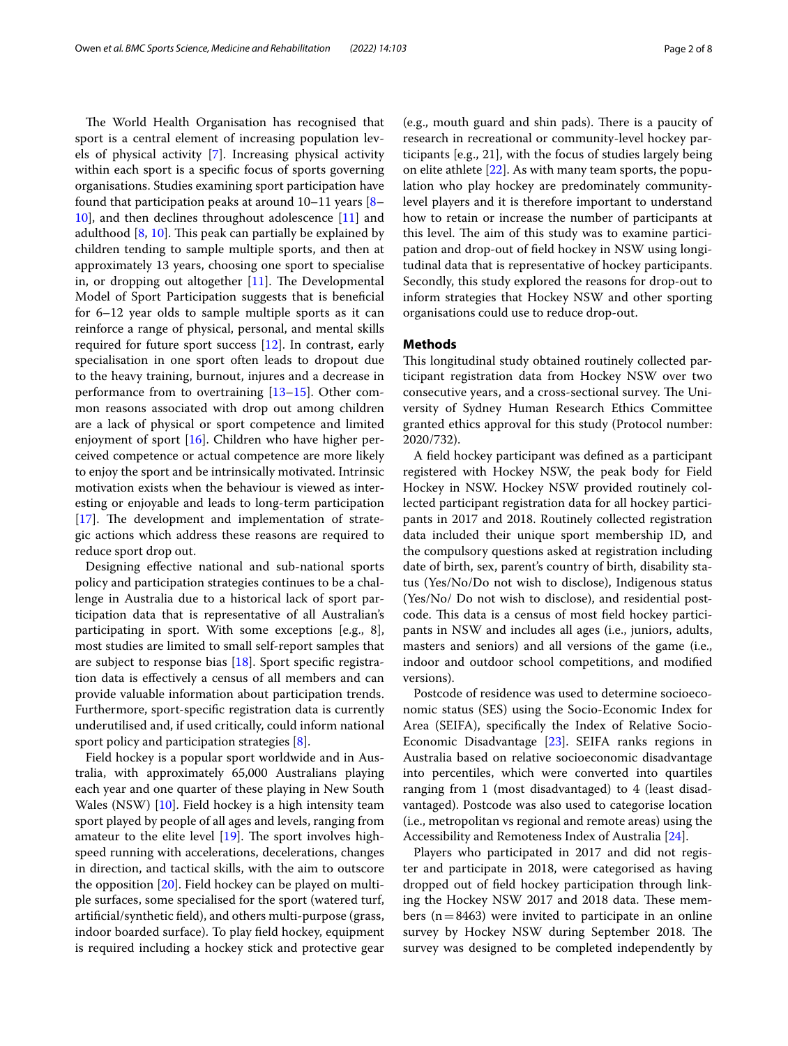The World Health Organisation has recognised that sport is a central element of increasing population levels of physical activity [7]. Increasing physical activity within each sport is a specific focus of sports governing organisations. Studies examining sport participation have found that participation peaks at around 10–11 years [8–10], and then declines throughout adolescence [11] and adulthood [8, 10]. This peak can partially be explained by children tending to sample multiple sports, and then at approximately 13 years, choosing one sport to specialise in, or dropping out altogether [11]. The Developmental Model of Sport Participation suggests that is beneficial for 6–12 year olds to sample multiple sports as it can reinforce a range of physical, personal, and mental skills required for future sport success [12]. In contrast, early specialisation in one sport often leads to dropout due to the heavy training, burnout, injures and a decrease in performance from to overtraining [13–15]. Other common reasons associated with drop out among children are a lack of physical or sport competence and limited enjoyment of sport [16]. Children who have higher perceived competence or actual competence are more likely to enjoy the sport and be intrinsically motivated. Intrinsic motivation exists when the behaviour is viewed as interesting or enjoyable and leads to long-term participation [17]. The development and implementation of strategic actions which address these reasons are required to reduce sport drop out.

Designing effective national and sub-national sports policy and participation strategies continues to be a challenge in Australia due to a historical lack of sport participation data that is representative of all Australian's participating in sport. With some exceptions [e.g., 8], most studies are limited to small self-report samples that are subject to response bias [18]. Sport specific registration data is effectively a census of all members and can provide valuable information about participation trends. Furthermore, sport-specific registration data is currently underutilised and, if used critically, could inform national sport policy and participation strategies [8].

Field hockey is a popular sport worldwide and in Australia, with approximately 65,000 Australians playing each year and one quarter of these playing in New South Wales (NSW) [10]. Field hockey is a high intensity team sport played by people of all ages and levels, ranging from amateur to the elite level [19]. The sport involves high-speed running with accelerations, decelerations, changes in direction, and tactical skills, with the aim to outscore the opposition [20]. Field hockey can be played on multiple surfaces, some specialised for the sport (watered turf, artificial/synthetic field), and others multi-purpose (grass, indoor boarded surface). To play field hockey, equipment is required including a hockey stick and protective gear (e.g., mouth guard and shin pads). There is a paucity of research in recreational or community-level hockey participants [e.g., 21], with the focus of studies largely being on elite athlete [22]. As with many team sports, the population who play hockey are predominately community-level players and it is therefore important to understand how to retain or increase the number of participants at this level. The aim of this study was to examine participation and drop-out of field hockey in NSW using longitudinal data that is representative of hockey participants. Secondly, this study explored the reasons for drop-out to inform strategies that Hockey NSW and other sporting organisations could use to reduce drop-out.

## Methods

This longitudinal study obtained routinely collected participant registration data from Hockey NSW over two consecutive years, and a cross-sectional survey. The University of Sydney Human Research Ethics Committee granted ethics approval for this study (Protocol number: 2020/732).

A field hockey participant was defined as a participant registered with Hockey NSW, the peak body for Field Hockey in NSW. Hockey NSW provided routinely collected participant registration data for all hockey participants in 2017 and 2018. Routinely collected registration data included their unique sport membership ID, and the compulsory questions asked at registration including date of birth, sex, parent's country of birth, disability status (Yes/No/Do not wish to disclose), Indigenous status (Yes/No/ Do not wish to disclose), and residential postcode. This data is a census of most field hockey participants in NSW and includes all ages (i.e., juniors, adults, masters and seniors) and all versions of the game (i.e., indoor and outdoor school competitions, and modified versions).

Postcode of residence was used to determine socioeconomic status (SES) using the Socio-Economic Index for Area (SEIFA), specifically the Index of Relative Socio-Economic Disadvantage [23]. SEIFA ranks regions in Australia based on relative socioeconomic disadvantage into percentiles, which were converted into quartiles ranging from 1 (most disadvantaged) to 4 (least disadvantaged). Postcode was also used to categorise location (i.e., metropolitan vs regional and remote areas) using the Accessibility and Remoteness Index of Australia [24].

Players who participated in 2017 and did not register and participate in 2018, were categorised as having dropped out of field hockey participation through linking the Hockey NSW 2017 and 2018 data. These members ($n=8463$) were invited to participate in an online survey by Hockey NSW during September 2018. The survey was designed to be completed independently by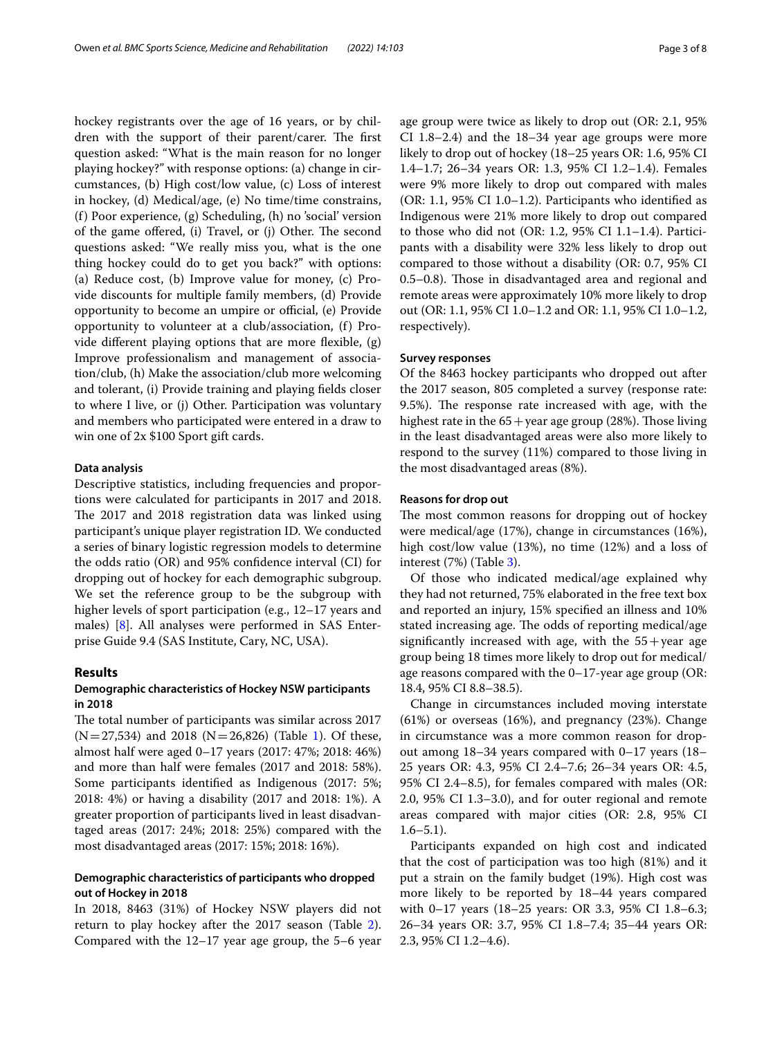hockey registrants over the age of 16 years, or by children with the support of their parent/carer. The first question asked: "What is the main reason for no longer playing hockey?" with response options: (a) change in circumstances, (b) High cost/low value, (c) Loss of interest in hockey, (d) Medical/age, (e) No time/time constrains, (f) Poor experience, (g) Scheduling, (h) no 'social' version of the game offered, (i) Travel, or (j) Other. The second questions asked: "We really miss you, what is the one thing hockey could do to get you back?" with options: (a) Reduce cost, (b) Improve value for money, (c) Provide discounts for multiple family members, (d) Provide opportunity to become an umpire or official, (e) Provide opportunity to volunteer at a club/association, (f) Provide different playing options that are more flexible, (g) Improve professionalism and management of association/club, (h) Make the association/club more welcoming and tolerant, (i) Provide training and playing fields closer to where I live, or (j) Other. Participation was voluntary and members who participated were entered in a draw to win one of 2x $100 Sport gift cards.

### Data analysis

Descriptive statistics, including frequencies and proportions were calculated for participants in 2017 and 2018. The 2017 and 2018 registration data was linked using participant's unique player registration ID. We conducted a series of binary logistic regression models to determine the odds ratio (OR) and 95% confidence interval (CI) for dropping out of hockey for each demographic subgroup. We set the reference group to be the subgroup with higher levels of sport participation (e.g., 12–17 years and males) [8]. All analyses were performed in SAS Enterprise Guide 9.4 (SAS Institute, Cary, NC, USA).

## Results

### Demographic characteristics of Hockey NSW participants in 2018

The total number of participants was similar across 2017 (N = 27,534) and 2018 (N = 26,826) (Table 1). Of these, almost half were aged 0–17 years (2017: 47%; 2018: 46%) and more than half were females (2017 and 2018: 58%). Some participants identified as Indigenous (2017: 5%; 2018: 4%) or having a disability (2017 and 2018: 1%). A greater proportion of participants lived in least disadvantaged areas (2017: 24%; 2018: 25%) compared with the most disadvantaged areas (2017: 15%; 2018: 16%).

### Demographic characteristics of participants who dropped out of Hockey in 2018

In 2018, 8463 (31%) of Hockey NSW players did not return to play hockey after the 2017 season (Table 2). Compared with the 12–17 year age group, the 5–6 year age group were twice as likely to drop out (OR: 2.1, 95% CI 1.8–2.4) and the 18–34 year age groups were more likely to drop out of hockey (18–25 years OR: 1.6, 95% CI 1.4–1.7; 26–34 years OR: 1.3, 95% CI 1.2–1.4). Females were 9% more likely to drop out compared with males (OR: 1.1, 95% CI 1.0–1.2). Participants who identified as Indigenous were 21% more likely to drop out compared to those who did not (OR: 1.2, 95% CI 1.1–1.4). Participants with a disability were 32% less likely to drop out compared to those without a disability (OR: 0.7, 95% CI 0.5–0.8). Those in disadvantaged area and regional and remote areas were approximately 10% more likely to drop out (OR: 1.1, 95% CI 1.0–1.2 and OR: 1.1, 95% CI 1.0–1.2, respectively).

### Survey responses

Of the 8463 hockey participants who dropped out after the 2017 season, 805 completed a survey (response rate: 9.5%). The response rate increased with age, with the highest rate in the 65 + year age group (28%). Those living in the least disadvantaged areas were also more likely to respond to the survey (11%) compared to those living in the most disadvantaged areas (8%).

### Reasons for drop out

The most common reasons for dropping out of hockey were medical/age (17%), change in circumstances (16%), high cost/low value (13%), no time (12%) and a loss of interest (7%) (Table 3).

Of those who indicated medical/age explained why they had not returned, 75% elaborated in the free text box and reported an injury, 15% specified an illness and 10% stated increasing age. The odds of reporting medical/age significantly increased with age, with the 55 + year age group being 18 times more likely to drop out for medical/age reasons compared with the 0–17-year age group (OR: 18.4, 95% CI 8.8–38.5).

Change in circumstances included moving interstate (61%) or overseas (16%), and pregnancy (23%). Change in circumstance was a more common reason for drop-out among 18–34 years compared with 0–17 years (18–25 years OR: 4.3, 95% CI 2.4–7.6; 26–34 years OR: 4.5, 95% CI 2.4–8.5), for females compared with males (OR: 2.0, 95% CI 1.3–3.0), and for outer regional and remote areas compared with major cities (OR: 2.8, 95% CI 1.6–5.1).

Participants expanded on high cost and indicated that the cost of participation was too high (81%) and it put a strain on the family budget (19%). High cost was more likely to be reported by 18–44 years compared with 0–17 years (18–25 years: OR 3.3, 95% CI 1.8–6.3; 26–34 years OR: 3.7, 95% CI 1.8–7.4; 35–44 years OR: 2.3, 95% CI 1.2–4.6).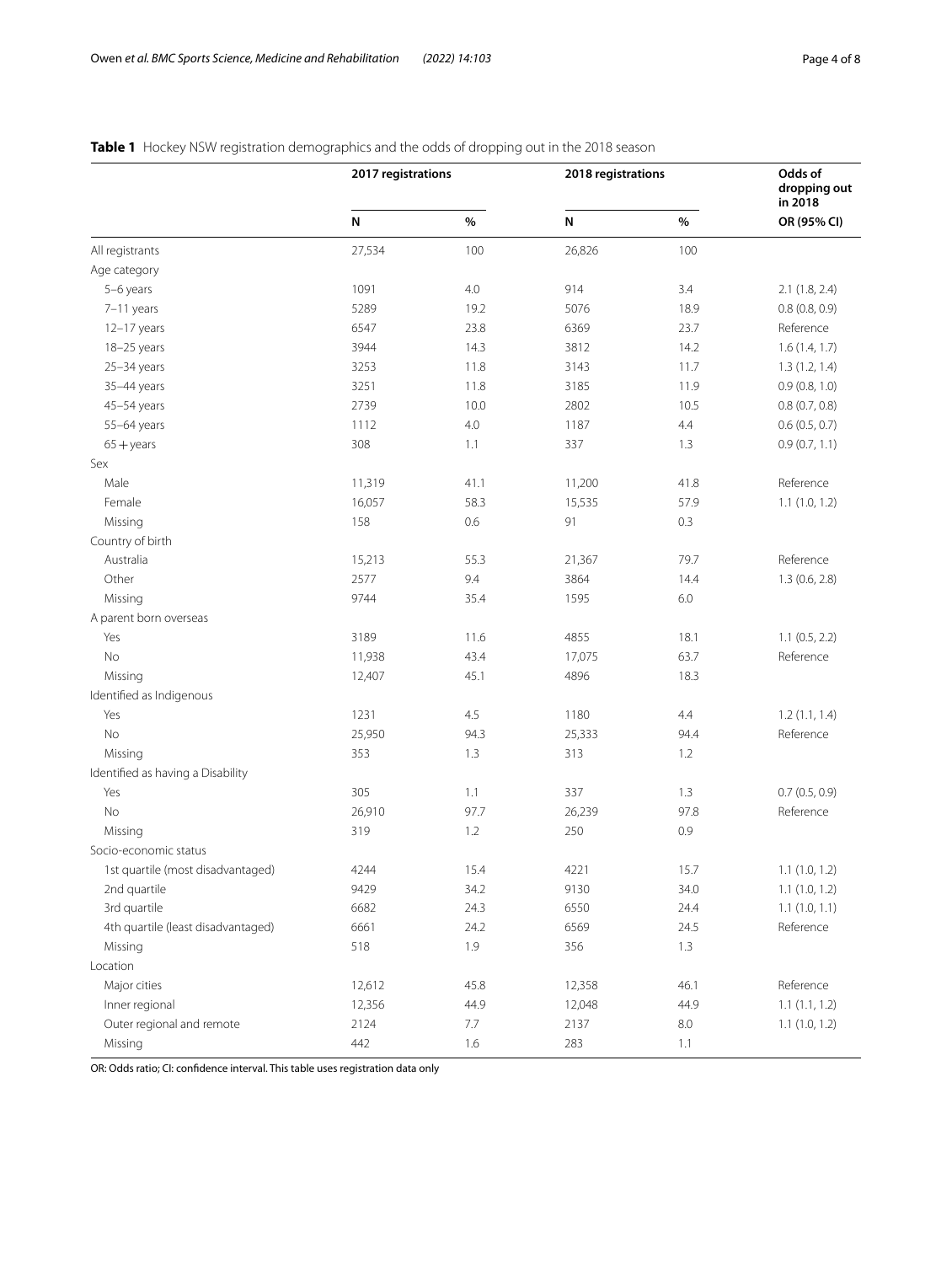**Table 1** Hockey NSW registration demographics and the odds of dropping out in the 2018 season

| | 2017 registrations | | 2018 registrations | | Odds of dropping out in 2018 |
|---|---|---|---|---|---|
| | N | % | N | % | OR (95% CI) |
| All registrants | 27,534 | 100 | 26,826 | 100 | |
| Age category | | | | | |
| 5–6 years | 1091 | 4.0 | 914 | 3.4 | 2.1 (1.8, 2.4) |
| 7–11 years | 5289 | 19.2 | 5076 | 18.9 | 0.8 (0.8, 0.9) |
| 12–17 years | 6547 | 23.8 | 6369 | 23.7 | Reference |
| 18–25 years | 3944 | 14.3 | 3812 | 14.2 | 1.6 (1.4, 1.7) |
| 25–34 years | 3253 | 11.8 | 3143 | 11.7 | 1.3 (1.2, 1.4) |
| 35–44 years | 3251 | 11.8 | 3185 | 11.9 | 0.9 (0.8, 1.0) |
| 45–54 years | 2739 | 10.0 | 2802 | 10.5 | 0.8 (0.7, 0.8) |
| 55–64 years | 1112 | 4.0 | 1187 | 4.4 | 0.6 (0.5, 0.7) |
| 65 + years | 308 | 1.1 | 337 | 1.3 | 0.9 (0.7, 1.1) |
| Sex | | | | | |
| Male | 11,319 | 41.1 | 11,200 | 41.8 | Reference |
| Female | 16,057 | 58.3 | 15,535 | 57.9 | 1.1 (1.0, 1.2) |
| Missing | 158 | 0.6 | 91 | 0.3 | |
| Country of birth | | | | | |
| Australia | 15,213 | 55.3 | 21,367 | 79.7 | Reference |
| Other | 2577 | 9.4 | 3864 | 14.4 | 1.3 (0.6, 2.8) |
| Missing | 9744 | 35.4 | 1595 | 6.0 | |
| A parent born overseas | | | | | |
| Yes | 3189 | 11.6 | 4855 | 18.1 | 1.1 (0.5, 2.2) |
| No | 11,938 | 43.4 | 17,075 | 63.7 | Reference |
| Missing | 12,407 | 45.1 | 4896 | 18.3 | |
| Identified as Indigenous | | | | | |
| Yes | 1231 | 4.5 | 1180 | 4.4 | 1.2 (1.1, 1.4) |
| No | 25,950 | 94.3 | 25,333 | 94.4 | Reference |
| Missing | 353 | 1.3 | 313 | 1.2 | |
| Identified as having a Disability | | | | | |
| Yes | 305 | 1.1 | 337 | 1.3 | 0.7 (0.5, 0.9) |
| No | 26,910 | 97.7 | 26,239 | 97.8 | Reference |
| Missing | 319 | 1.2 | 250 | 0.9 | |
| Socio-economic status | | | | | |
| 1st quartile (most disadvantaged) | 4244 | 15.4 | 4221 | 15.7 | 1.1 (1.0, 1.2) |
| 2nd quartile | 9429 | 34.2 | 9130 | 34.0 | 1.1 (1.0, 1.2) |
| 3rd quartile | 6682 | 24.3 | 6550 | 24.4 | 1.1 (1.0, 1.1) |
| 4th quartile (least disadvantaged) | 6661 | 24.2 | 6569 | 24.5 | Reference |
| Missing | 518 | 1.9 | 356 | 1.3 | |
| Location | | | | | |
| Major cities | 12,612 | 45.8 | 12,358 | 46.1 | Reference |
| Inner regional | 12,356 | 44.9 | 12,048 | 44.9 | 1.1 (1.1, 1.2) |
| Outer regional and remote | 2124 | 7.7 | 2137 | 8.0 | 1.1 (1.0, 1.2) |
| Missing | 442 | 1.6 | 283 | 1.1 | |

OR: Odds ratio; CI: confidence interval. This table uses registration data only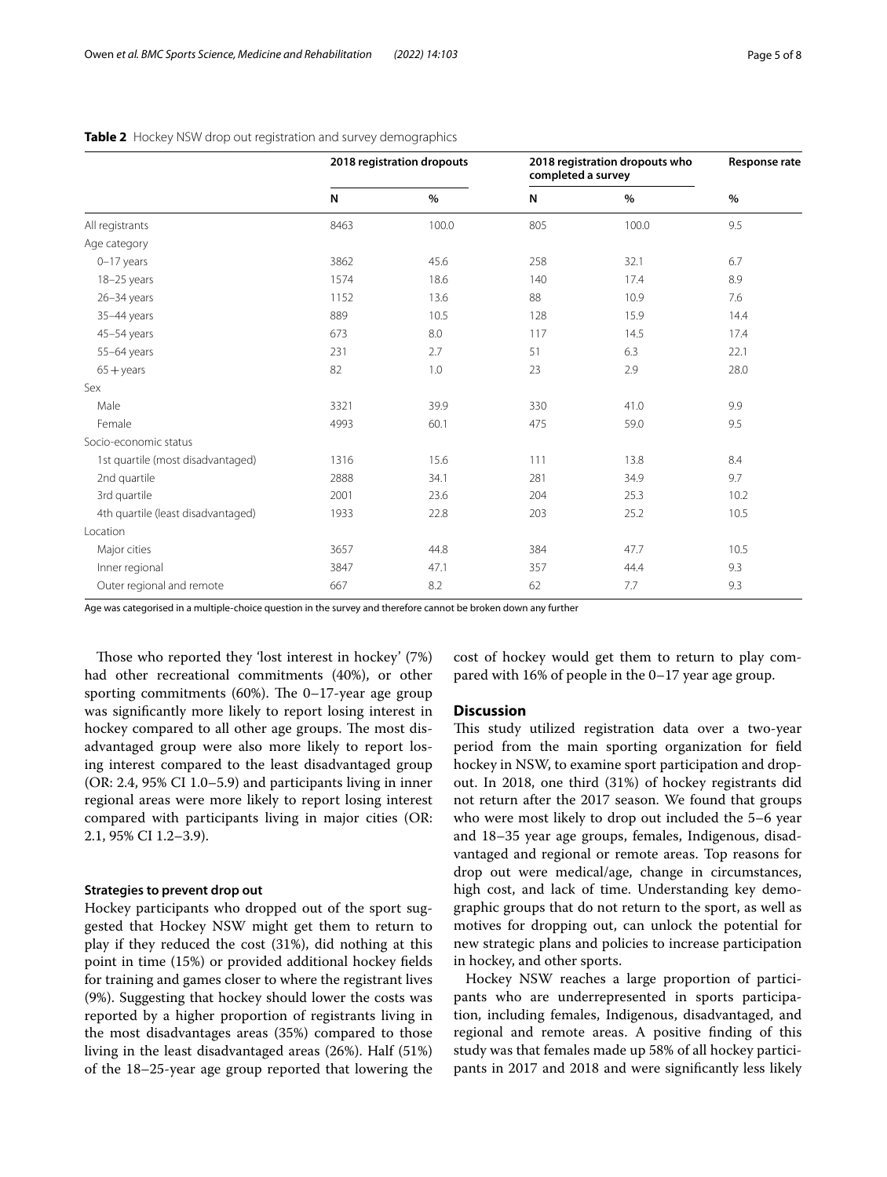**Table 2** Hockey NSW drop out registration and survey demographics

| | 2018 registration dropouts | | 2018 registration dropouts who completed a survey | | Response rate |
|---|---|---|---|---|---|
| | N | % | N | % | % |
| All registrants | 8463 | 100.0 | 805 | 100.0 | 9.5 |
| Age category | | | | | |
| 0–17 years | 3862 | 45.6 | 258 | 32.1 | 6.7 |
| 18–25 years | 1574 | 18.6 | 140 | 17.4 | 8.9 |
| 26–34 years | 1152 | 13.6 | 88 | 10.9 | 7.6 |
| 35–44 years | 889 | 10.5 | 128 | 15.9 | 14.4 |
| 45–54 years | 673 | 8.0 | 117 | 14.5 | 17.4 |
| 55–64 years | 231 | 2.7 | 51 | 6.3 | 22.1 |
| 65 + years | 82 | 1.0 | 23 | 2.9 | 28.0 |
| Sex | | | | | |
| Male | 3321 | 39.9 | 330 | 41.0 | 9.9 |
| Female | 4993 | 60.1 | 475 | 59.0 | 9.5 |
| Socio-economic status | | | | | |
| 1st quartile (most disadvantaged) | 1316 | 15.6 | 111 | 13.8 | 8.4 |
| 2nd quartile | 2888 | 34.1 | 281 | 34.9 | 9.7 |
| 3rd quartile | 2001 | 23.6 | 204 | 25.3 | 10.2 |
| 4th quartile (least disadvantaged) | 1933 | 22.8 | 203 | 25.2 | 10.5 |
| Location | | | | | |
| Major cities | 3657 | 44.8 | 384 | 47.7 | 10.5 |
| Inner regional | 3847 | 47.1 | 357 | 44.4 | 9.3 |
| Outer regional and remote | 667 | 8.2 | 62 | 7.7 | 9.3 |

Age was categorised in a multiple-choice question in the survey and therefore cannot be broken down any further

Those who reported they 'lost interest in hockey' (7%) had other recreational commitments (40%), or other sporting commitments (60%). The 0–17-year age group was significantly more likely to report losing interest in hockey compared to all other age groups. The most disadvantaged group were also more likely to report losing interest compared to the least disadvantaged group (OR: 2.4, 95% CI 1.0–5.9) and participants living in inner regional areas were more likely to report losing interest compared with participants living in major cities (OR: 2.1, 95% CI 1.2–3.9).

#### Strategies to prevent drop out

Hockey participants who dropped out of the sport suggested that Hockey NSW might get them to return to play if they reduced the cost (31%), did nothing at this point in time (15%) or provided additional hockey fields for training and games closer to where the registrant lives (9%). Suggesting that hockey should lower the costs was reported by a higher proportion of registrants living in the most disadvantages areas (35%) compared to those living in the least disadvantaged areas (26%). Half (51%) of the 18–25-year age group reported that lowering the cost of hockey would get them to return to play compared with 16% of people in the 0–17 year age group.

## Discussion

This study utilized registration data over a two-year period from the main sporting organization for field hockey in NSW, to examine sport participation and dropout. In 2018, one third (31%) of hockey registrants did not return after the 2017 season. We found that groups who were most likely to drop out included the 5–6 year and 18–35 year age groups, females, Indigenous, disadvantaged and regional or remote areas. Top reasons for drop out were medical/age, change in circumstances, high cost, and lack of time. Understanding key demographic groups that do not return to the sport, as well as motives for dropping out, can unlock the potential for new strategic plans and policies to increase participation in hockey, and other sports.

Hockey NSW reaches a large proportion of participants who are underrepresented in sports participation, including females, Indigenous, disadvantaged, and regional and remote areas. A positive finding of this study was that females made up 58% of all hockey participants in 2017 and 2018 and were significantly less likely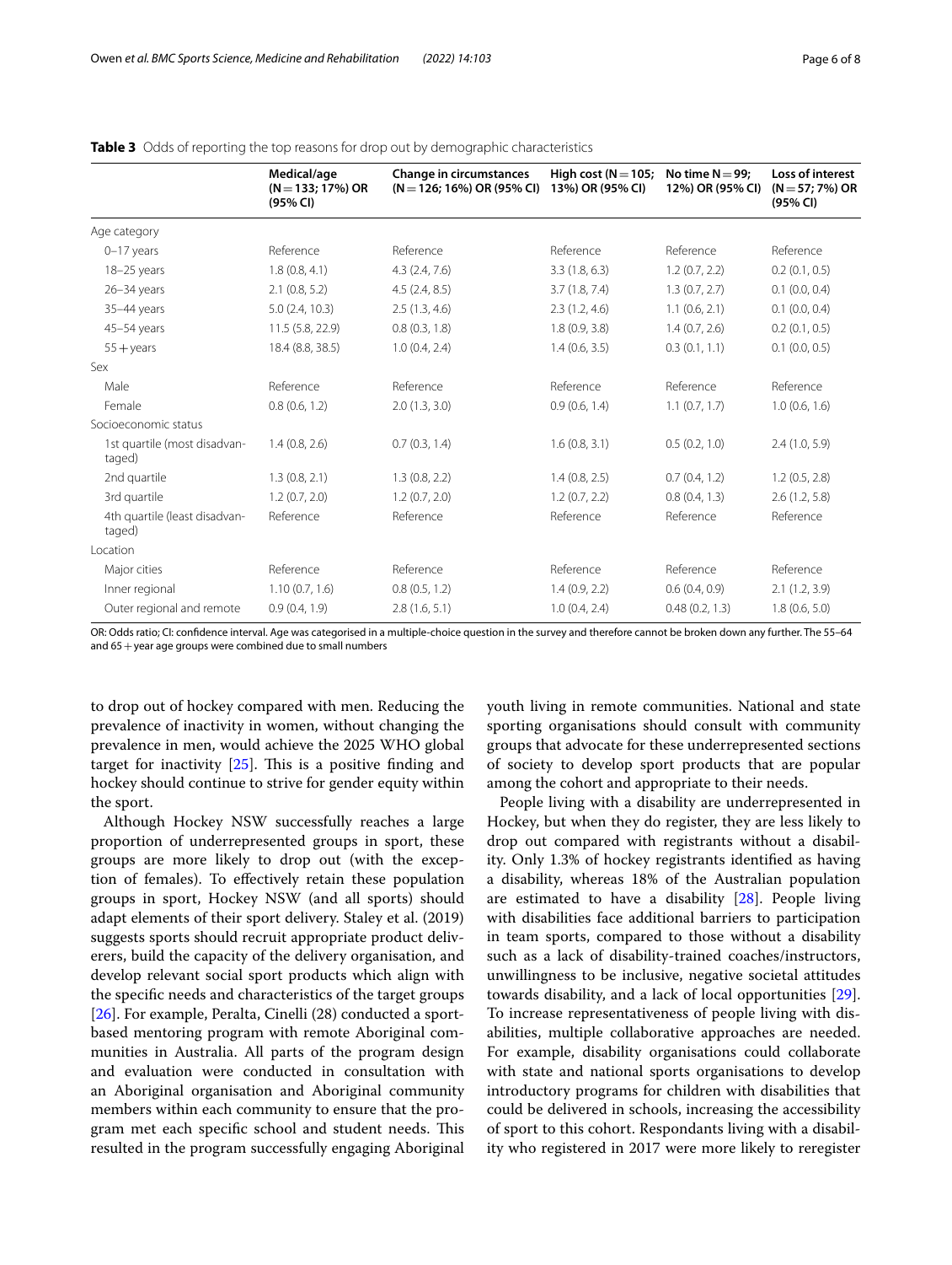**Table 3** Odds of reporting the top reasons for drop out by demographic characteristics

| | Medical/age (N = 133; 17%) OR (95% CI) | Change in circumstances (N = 126; 16%) OR (95% CI) | High cost (N = 105; 13%) OR (95% CI) | No time N = 99; 12%) OR (95% CI) | Loss of interest (N = 57; 7%) OR (95% CI) |
|---|---|---|---|---|---|
| Age category | | | | | |
| 0–17 years | Reference | Reference | Reference | Reference | Reference |
| 18–25 years | 1.8 (0.8, 4.1) | 4.3 (2.4, 7.6) | 3.3 (1.8, 6.3) | 1.2 (0.7, 2.2) | 0.2 (0.1, 0.5) |
| 26–34 years | 2.1 (0.8, 5.2) | 4.5 (2.4, 8.5) | 3.7 (1.8, 7.4) | 1.3 (0.7, 2.7) | 0.1 (0.0, 0.4) |
| 35–44 years | 5.0 (2.4, 10.3) | 2.5 (1.3, 4.6) | 2.3 (1.2, 4.6) | 1.1 (0.6, 2.1) | 0.1 (0.0, 0.4) |
| 45–54 years | 11.5 (5.8, 22.9) | 0.8 (0.3, 1.8) | 1.8 (0.9, 3.8) | 1.4 (0.7, 2.6) | 0.2 (0.1, 0.5) |
| 55 + years | 18.4 (8.8, 38.5) | 1.0 (0.4, 2.4) | 1.4 (0.6, 3.5) | 0.3 (0.1, 1.1) | 0.1 (0.0, 0.5) |
| Sex | | | | | |
| Male | Reference | Reference | Reference | Reference | Reference |
| Female | 0.8 (0.6, 1.2) | 2.0 (1.3, 3.0) | 0.9 (0.6, 1.4) | 1.1 (0.7, 1.7) | 1.0 (0.6, 1.6) |
| Socioeconomic status | | | | | |
| 1st quartile (most disadvantaged) | 1.4 (0.8, 2.6) | 0.7 (0.3, 1.4) | 1.6 (0.8, 3.1) | 0.5 (0.2, 1.0) | 2.4 (1.0, 5.9) |
| 2nd quartile | 1.3 (0.8, 2.1) | 1.3 (0.8, 2.2) | 1.4 (0.8, 2.5) | 0.7 (0.4, 1.2) | 1.2 (0.5, 2.8) |
| 3rd quartile | 1.2 (0.7, 2.0) | 1.2 (0.7, 2.0) | 1.2 (0.7, 2.2) | 0.8 (0.4, 1.3) | 2.6 (1.2, 5.8) |
| 4th quartile (least disadvantaged) | Reference | Reference | Reference | Reference | Reference |
| Location | | | | | |
| Major cities | Reference | Reference | Reference | Reference | Reference |
| Inner regional | 1.10 (0.7, 1.6) | 0.8 (0.5, 1.2) | 1.4 (0.9, 2.2) | 0.6 (0.4, 0.9) | 2.1 (1.2, 3.9) |
| Outer regional and remote | 0.9 (0.4, 1.9) | 2.8 (1.6, 5.1) | 1.0 (0.4, 2.4) | 0.48 (0.2, 1.3) | 1.8 (0.6, 5.0) |

OR: Odds ratio; CI: confidence interval. Age was categorised in a multiple-choice question in the survey and therefore cannot be broken down any further. The 55–64 and 65 + year age groups were combined due to small numbers

to drop out of hockey compared with men. Reducing the prevalence of inactivity in women, without changing the prevalence in men, would achieve the 2025 WHO global target for inactivity [25]. This is a positive finding and hockey should continue to strive for gender equity within the sport.

Although Hockey NSW successfully reaches a large proportion of underrepresented groups in sport, these groups are more likely to drop out (with the exception of females). To effectively retain these population groups in sport, Hockey NSW (and all sports) should adapt elements of their sport delivery. Staley et al. (2019) suggests sports should recruit appropriate product deliverers, build the capacity of the delivery organisation, and develop relevant social sport products which align with the specific needs and characteristics of the target groups [26]. For example, Peralta, Cinelli (28) conducted a sport-based mentoring program with remote Aboriginal communities in Australia. All parts of the program design and evaluation were conducted in consultation with an Aboriginal organisation and Aboriginal community members within each community to ensure that the program met each specific school and student needs. This resulted in the program successfully engaging Aboriginal youth living in remote communities. National and state sporting organisations should consult with community groups that advocate for these underrepresented sections of society to develop sport products that are popular among the cohort and appropriate to their needs.

People living with a disability are underrepresented in Hockey, but when they do register, they are less likely to drop out compared with registrants without a disability. Only 1.3% of hockey registrants identified as having a disability, whereas 18% of the Australian population are estimated to have a disability [28]. People living with disabilities face additional barriers to participation in team sports, compared to those without a disability such as a lack of disability-trained coaches/instructors, unwillingness to be inclusive, negative societal attitudes towards disability, and a lack of local opportunities [29]. To increase representativeness of people living with disabilities, multiple collaborative approaches are needed. For example, disability organisations could collaborate with state and national sports organisations to develop introductory programs for children with disabilities that could be delivered in schools, increasing the accessibility of sport to this cohort. Respondants living with a disability who registered in 2017 were more likely to reregister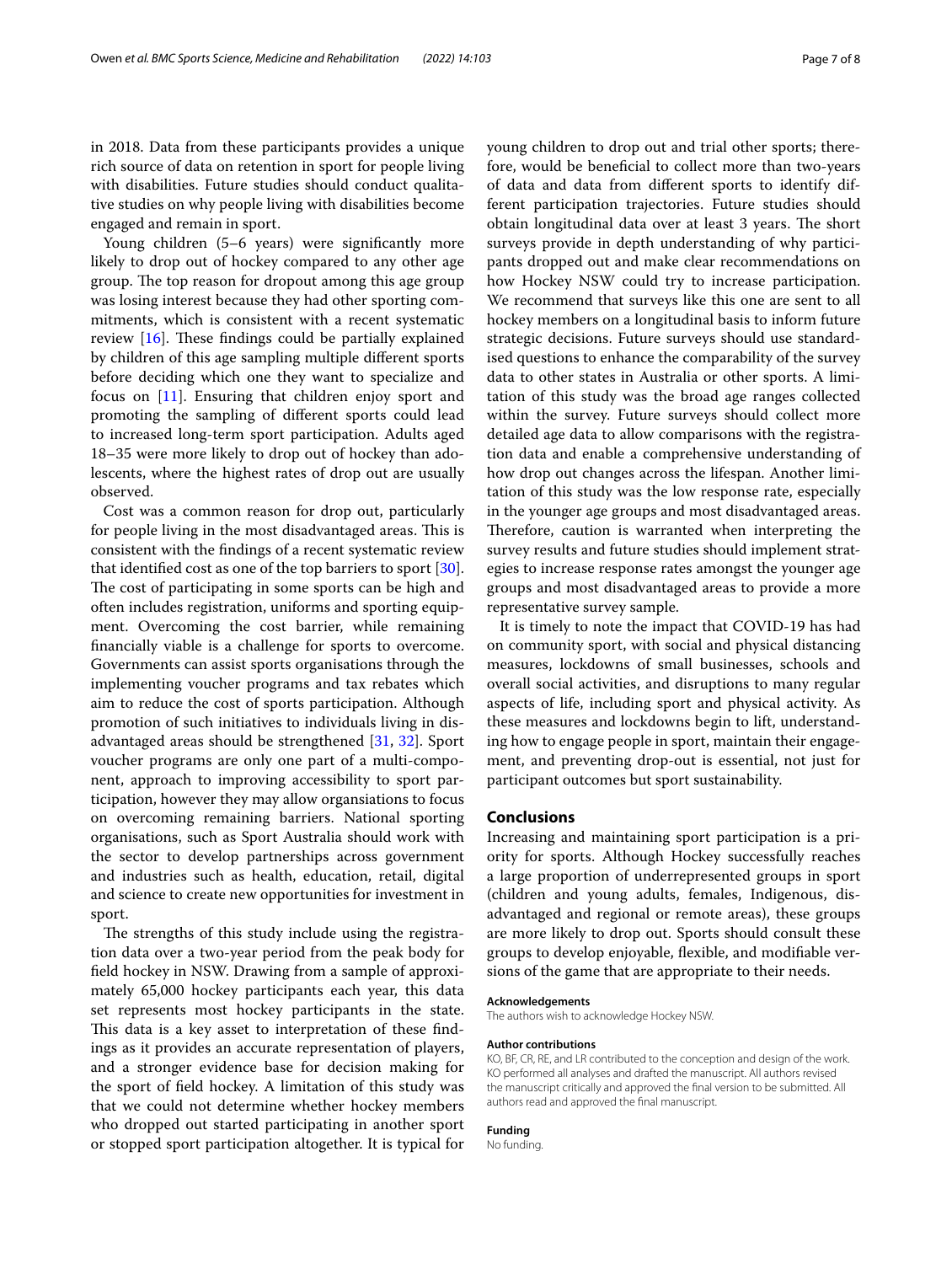in 2018. Data from these participants provides a unique rich source of data on retention in sport for people living with disabilities. Future studies should conduct qualitative studies on why people living with disabilities become engaged and remain in sport.

Young children (5–6 years) were significantly more likely to drop out of hockey compared to any other age group. The top reason for dropout among this age group was losing interest because they had other sporting commitments, which is consistent with a recent systematic review [16]. These findings could be partially explained by children of this age sampling multiple different sports before deciding which one they want to specialize and focus on [11]. Ensuring that children enjoy sport and promoting the sampling of different sports could lead to increased long-term sport participation. Adults aged 18–35 were more likely to drop out of hockey than adolescents, where the highest rates of drop out are usually observed.

Cost was a common reason for drop out, particularly for people living in the most disadvantaged areas. This is consistent with the findings of a recent systematic review that identified cost as one of the top barriers to sport [30]. The cost of participating in some sports can be high and often includes registration, uniforms and sporting equipment. Overcoming the cost barrier, while remaining financially viable is a challenge for sports to overcome. Governments can assist sports organisations through the implementing voucher programs and tax rebates which aim to reduce the cost of sports participation. Although promotion of such initiatives to individuals living in disadvantaged areas should be strengthened [31, 32]. Sport voucher programs are only one part of a multi-component, approach to improving accessibility to sport participation, however they may allow organsiations to focus on overcoming remaining barriers. National sporting organisations, such as Sport Australia should work with the sector to develop partnerships across government and industries such as health, education, retail, digital and science to create new opportunities for investment in sport.

The strengths of this study include using the registration data over a two-year period from the peak body for field hockey in NSW. Drawing from a sample of approximately 65,000 hockey participants each year, this data set represents most hockey participants in the state. This data is a key asset to interpretation of these findings as it provides an accurate representation of players, and a stronger evidence base for decision making for the sport of field hockey. A limitation of this study was that we could not determine whether hockey members who dropped out started participating in another sport or stopped sport participation altogether. It is typical for young children to drop out and trial other sports; therefore, would be beneficial to collect more than two-years of data and data from different sports to identify different participation trajectories. Future studies should obtain longitudinal data over at least 3 years. The short surveys provide in depth understanding of why participants dropped out and make clear recommendations on how Hockey NSW could try to increase participation. We recommend that surveys like this one are sent to all hockey members on a longitudinal basis to inform future strategic decisions. Future surveys should use standardised questions to enhance the comparability of the survey data to other states in Australia or other sports. A limitation of this study was the broad age ranges collected within the survey. Future surveys should collect more detailed age data to allow comparisons with the registration data and enable a comprehensive understanding of how drop out changes across the lifespan. Another limitation of this study was the low response rate, especially in the younger age groups and most disadvantaged areas. Therefore, caution is warranted when interpreting the survey results and future studies should implement strategies to increase response rates amongst the younger age groups and most disadvantaged areas to provide a more representative survey sample.

It is timely to note the impact that COVID-19 has had on community sport, with social and physical distancing measures, lockdowns of small businesses, schools and overall social activities, and disruptions to many regular aspects of life, including sport and physical activity. As these measures and lockdowns begin to lift, understanding how to engage people in sport, maintain their engagement, and preventing drop-out is essential, not just for participant outcomes but sport sustainability.

## Conclusions

Increasing and maintaining sport participation is a priority for sports. Although Hockey successfully reaches a large proportion of underrepresented groups in sport (children and young adults, females, Indigenous, disadvantaged and regional or remote areas), these groups are more likely to drop out. Sports should consult these groups to develop enjoyable, flexible, and modifiable versions of the game that are appropriate to their needs.

#### Acknowledgements

The authors wish to acknowledge Hockey NSW.

#### Author contributions

KO, BF, CR, RE, and LR contributed to the conception and design of the work. KO performed all analyses and drafted the manuscript. All authors revised the manuscript critically and approved the final version to be submitted. All authors read and approved the final manuscript.

#### Funding

No funding.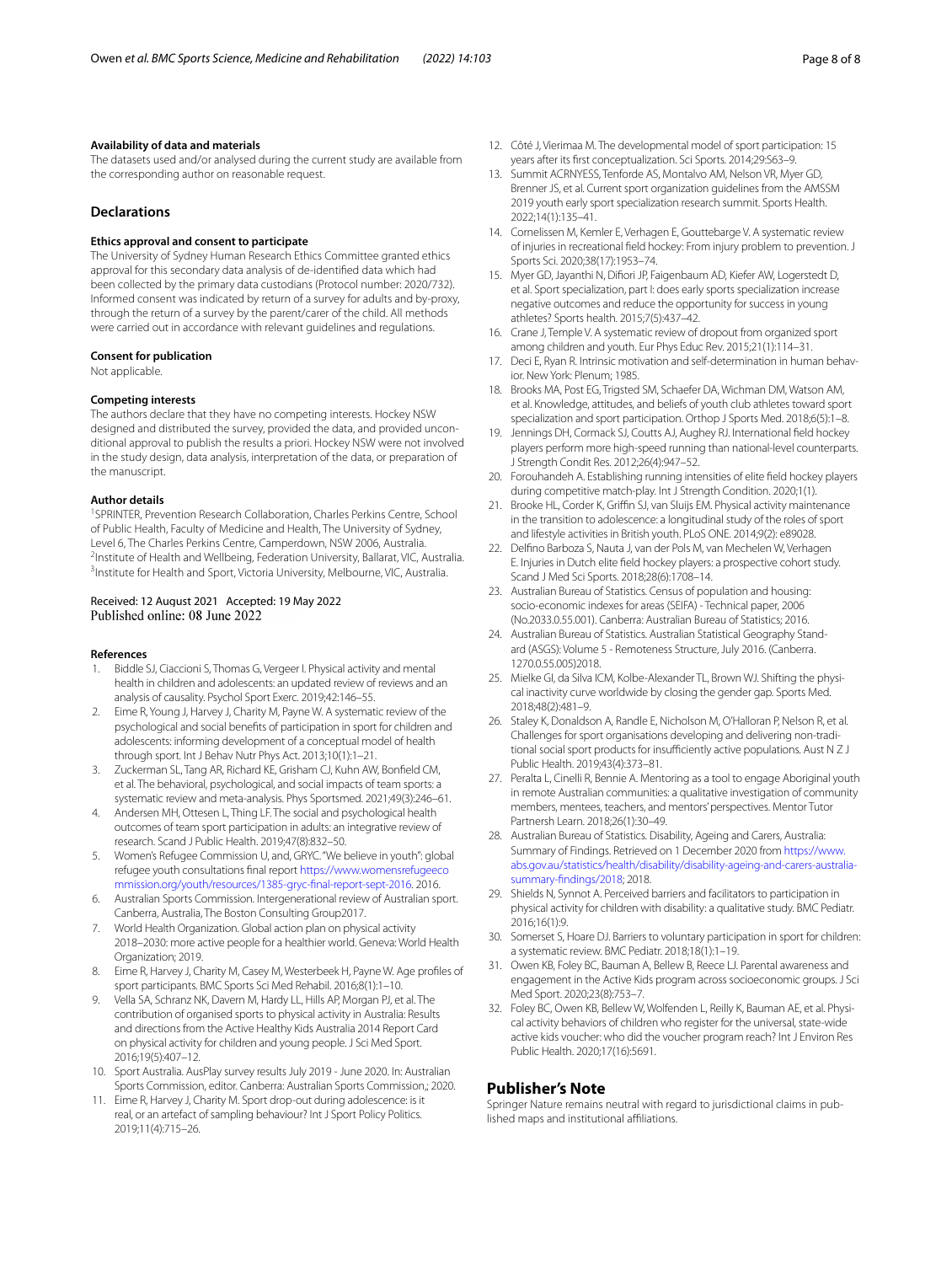#### Availability of data and materials

The datasets used and/or analysed during the current study are available from the corresponding author on reasonable request.

## Declarations

#### Ethics approval and consent to participate

The University of Sydney Human Research Ethics Committee granted ethics approval for this secondary data analysis of de-identified data which had been collected by the primary data custodians (Protocol number: 2020/732). Informed consent was indicated by return of a survey for adults and by-proxy, through the return of a survey by the parent/carer of the child. All methods were carried out in accordance with relevant guidelines and regulations.

#### Consent for publication

Not applicable.

#### Competing interests

The authors declare that they have no competing interests. Hockey NSW designed and distributed the survey, provided the data, and provided unconditional approval to publish the results a priori. Hockey NSW were not involved in the study design, data analysis, interpretation of the data, or preparation of the manuscript.

#### Author details

[1]SPRINTER, Prevention Research Collaboration, Charles Perkins Centre, School of Public Health, Faculty of Medicine and Health, The University of Sydney, Level 6, The Charles Perkins Centre, Camperdown, NSW 2006, Australia. [2]Institute of Health and Wellbeing, Federation University, Ballarat, VIC, Australia. [3]Institute for Health and Sport, Victoria University, Melbourne, VIC, Australia.

Received: 12 August 2021 Accepted: 19 May 2022
Published online: 08 June 2022

#### References

1. Biddle SJ, Ciaccioni S, Thomas G, Vergeer I. Physical activity and mental health in children and adolescents: an updated review of reviews and an analysis of causality. Psychol Sport Exerc. 2019;42:146–55.
2. Eime R, Young J, Harvey J, Charity M, Payne W. A systematic review of the psychological and social benefits of participation in sport for children and adolescents: informing development of a conceptual model of health through sport. Int J Behav Nutr Phys Act. 2013;10(1):1–21.
3. Zuckerman SL, Tang AR, Richard KE, Grisham CJ, Kuhn AW, Bonfield CM, et al. The behavioral, psychological, and social impacts of team sports: a systematic review and meta-analysis. Phys Sportsmed. 2021;49(3):246–61.
4. Andersen MH, Ottesen L, Thing LF. The social and psychological health outcomes of team sport participation in adults: an integrative review of research. Scand J Public Health. 2019;47(8):832–50.
5. Women's Refugee Commission U, and, GRYC. "We believe in youth": global refugee youth consultations final report https://www.womensrefugeecommission.org/youth/resources/1385-gryc-final-report-sept-2016. 2016.
6. Australian Sports Commission. Intergenerational review of Australian sport. Canberra, Australia, The Boston Consulting Group2017.
7. World Health Organization. Global action plan on physical activity 2018–2030: more active people for a healthier world. Geneva: World Health Organization; 2019.
8. Eime R, Harvey J, Charity M, Casey M, Westerbeek H, Payne W. Age profiles of sport participants. BMC Sports Sci Med Rehabil. 2016;8(1):1–10.
9. Vella SA, Schranz NK, Davern M, Hardy LL, Hills AP, Morgan PJ, et al. The contribution of organised sports to physical activity in Australia: Results and directions from the Active Healthy Kids Australia 2014 Report Card on physical activity for children and young people. J Sci Med Sport. 2016;19(5):407–12.
10. Sport Australia. AusPlay survey results July 2019 - June 2020. In: Australian Sports Commission, editor. Canberra: Australian Sports Commission,; 2020.
11. Eime R, Harvey J, Charity M. Sport drop-out during adolescence: is it real, or an artefact of sampling behaviour? Int J Sport Policy Politics. 2019;11(4):715–26.
12. Côté J, Vierimaa M. The developmental model of sport participation: 15 years after its first conceptualization. Sci Sports. 2014;29:S63–9.
13. Summit ACRNYESS, Tenforde AS, Montalvo AM, Nelson VR, Myer GD, Brenner JS, et al. Current sport organization guidelines from the AMSSM 2019 youth early sport specialization research summit. Sports Health. 2022;14(1):135–41.
14. Cornelissen M, Kemler E, Verhagen E, Gouttebarge V. A systematic review of injuries in recreational field hockey: From injury problem to prevention. J Sports Sci. 2020;38(17):1953–74.
15. Myer GD, Jayanthi N, Difiori JP, Faigenbaum AD, Kiefer AW, Logerstedt D, et al. Sport specialization, part I: does early sports specialization increase negative outcomes and reduce the opportunity for success in young athletes? Sports health. 2015;7(5):437–42.
16. Crane J, Temple V. A systematic review of dropout from organized sport among children and youth. Eur Phys Educ Rev. 2015;21(1):114–31.
17. Deci E, Ryan R. Intrinsic motivation and self-determination in human behavior. New York: Plenum; 1985.
18. Brooks MA, Post EG, Trigsted SM, Schaefer DA, Wichman DM, Watson AM, et al. Knowledge, attitudes, and beliefs of youth club athletes toward sport specialization and sport participation. Orthop J Sports Med. 2018;6(5):1–8.
19. Jennings DH, Cormack SJ, Coutts AJ, Aughey RJ. International field hockey players perform more high-speed running than national-level counterparts. J Strength Condit Res. 2012;26(4):947–52.
20. Forouhandeh A. Establishing running intensities of elite field hockey players during competitive match-play. Int J Strength Condition. 2020;1(1).
21. Brooke HL, Corder K, Griffin SJ, van Sluijs EM. Physical activity maintenance in the transition to adolescence: a longitudinal study of the roles of sport and lifestyle activities in British youth. PLoS ONE. 2014;9(2): e89028.
22. Delfino Barboza S, Nauta J, van der Pols M, van Mechelen W, Verhagen E. Injuries in Dutch elite field hockey players: a prospective cohort study. Scand J Med Sci Sports. 2018;28(6):1708–14.
23. Australian Bureau of Statistics. Census of population and housing: socio-economic indexes for areas (SEIFA) - Technical paper, 2006 (No.2033.0.55.001). Canberra: Australian Bureau of Statistics; 2016.
24. Australian Bureau of Statistics. Australian Statistical Geography Standard (ASGS): Volume 5 - Remoteness Structure, July 2016. (Canberra. 1270.0.55.005)2018.
25. Mielke GI, da Silva ICM, Kolbe-Alexander TL, Brown WJ. Shifting the physical inactivity curve worldwide by closing the gender gap. Sports Med. 2018;48(2):481–9.
26. Staley K, Donaldson A, Randle E, Nicholson M, O'Halloran P, Nelson R, et al. Challenges for sport organisations developing and delivering non-traditional social sport products for insufficiently active populations. Aust N Z J Public Health. 2019;43(4):373–81.
27. Peralta L, Cinelli R, Bennie A. Mentoring as a tool to engage Aboriginal youth in remote Australian communities: a qualitative investigation of community members, mentees, teachers, and mentors' perspectives. Mentor Tutor Partnersh Learn. 2018;26(1):30–49.
28. Australian Bureau of Statistics. Disability, Ageing and Carers, Australia: Summary of Findings. Retrieved on 1 December 2020 from https://www.abs.gov.au/statistics/health/disability/disability-ageing-and-carers-australia-summary-findings/2018; 2018.
29. Shields N, Synnot A. Perceived barriers and facilitators to participation in physical activity for children with disability: a qualitative study. BMC Pediatr. 2016;16(1):9.
30. Somerset S, Hoare DJ. Barriers to voluntary participation in sport for children: a systematic review. BMC Pediatr. 2018;18(1):1–19.
31. Owen KB, Foley BC, Bauman A, Bellew B, Reece LJ. Parental awareness and engagement in the Active Kids program across socioeconomic groups. J Sci Med Sport. 2020;23(8):753–7.
32. Foley BC, Owen KB, Bellew W, Wolfenden L, Reilly K, Bauman AE, et al. Physical activity behaviors of children who register for the universal, state-wide active kids voucher: who did the voucher program reach? Int J Environ Res Public Health. 2020;17(16):5691.

## Publisher's Note

Springer Nature remains neutral with regard to jurisdictional claims in published maps and institutional affiliations.